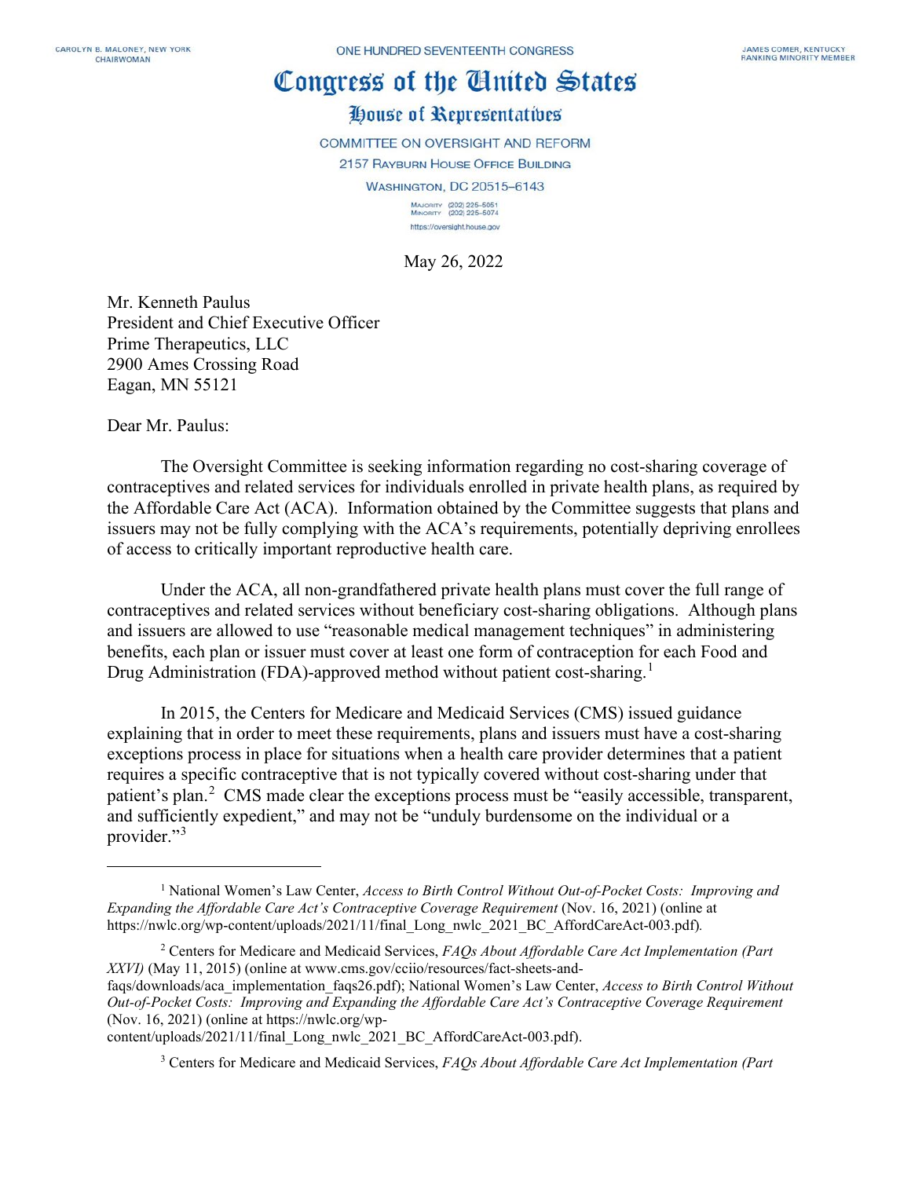CAROLYN B. MALONEY, NEW YORK
CHAIRWOMAN

ONE HUNDRED SEVENTEENTH CONGRESS

JAMES COMER, KENTUCKY
RANKING MINORITY MEMBER

# Congress of the United States

## House of Representatives

COMMITTEE ON OVERSIGHT AND REFORM
2157 RAYBURN HOUSE OFFICE BUILDING
WASHINGTON, DC 20515–6143

MAJORITY (202) 225-5051
MINORITY (202) 225-5074
https://oversight.house.gov

May 26, 2022

Mr. Kenneth Paulus
President and Chief Executive Officer
Prime Therapeutics, LLC
2900 Ames Crossing Road
Eagan, MN 55121

Dear Mr. Paulus:

The Oversight Committee is seeking information regarding no cost-sharing coverage of contraceptives and related services for individuals enrolled in private health plans, as required by the Affordable Care Act (ACA). Information obtained by the Committee suggests that plans and issuers may not be fully complying with the ACA's requirements, potentially depriving enrollees of access to critically important reproductive health care.

Under the ACA, all non-grandfathered private health plans must cover the full range of contraceptives and related services without beneficiary cost-sharing obligations. Although plans and issuers are allowed to use "reasonable medical management techniques" in administering benefits, each plan or issuer must cover at least one form of contraception for each Food and Drug Administration (FDA)-approved method without patient cost-sharing.[1]

In 2015, the Centers for Medicare and Medicaid Services (CMS) issued guidance explaining that in order to meet these requirements, plans and issuers must have a cost-sharing exceptions process in place for situations when a health care provider determines that a patient requires a specific contraceptive that is not typically covered without cost-sharing under that patient's plan.[2] CMS made clear the exceptions process must be "easily accessible, transparent, and sufficiently expedient," and may not be "unduly burdensome on the individual or a provider."[3]

---

[1] National Women's Law Center, *Access to Birth Control Without Out-of-Pocket Costs: Improving and Expanding the Affordable Care Act's Contraceptive Coverage Requirement* (Nov. 16, 2021) (online at https://nwlc.org/wp-content/uploads/2021/11/final_Long_nwlc_2021_BC_AffordCareAct-003.pdf).

[2] Centers for Medicare and Medicaid Services, *FAQs About Affordable Care Act Implementation (Part XXVI)* (May 11, 2015) (online at www.cms.gov/cciio/resources/fact-sheets-and-faqs/downloads/aca_implementation_faqs26.pdf); National Women's Law Center, *Access to Birth Control Without Out-of-Pocket Costs: Improving and Expanding the Affordable Care Act's Contraceptive Coverage Requirement* (Nov. 16, 2021) (online at https://nwlc.org/wp-content/uploads/2021/11/final_Long_nwlc_2021_BC_AffordCareAct-003.pdf).

[3] Centers for Medicare and Medicaid Services, *FAQs About Affordable Care Act Implementation (Part*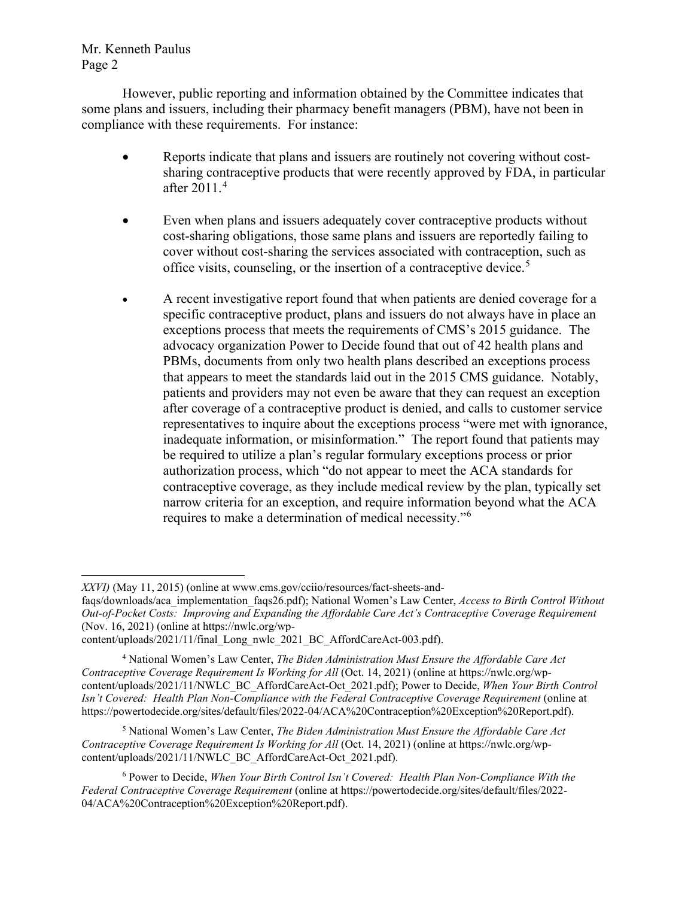However, public reporting and information obtained by the Committee indicates that some plans and issuers, including their pharmacy benefit managers (PBM), have not been in compliance with these requirements. For instance:

- Reports indicate that plans and issuers are routinely not covering without cost-sharing contraceptive products that were recently approved by FDA, in particular after 2011.[4]

- Even when plans and issuers adequately cover contraceptive products without cost-sharing obligations, those same plans and issuers are reportedly failing to cover without cost-sharing the services associated with contraception, such as office visits, counseling, or the insertion of a contraceptive device.[5]

- A recent investigative report found that when patients are denied coverage for a specific contraceptive product, plans and issuers do not always have in place an exceptions process that meets the requirements of CMS's 2015 guidance. The advocacy organization Power to Decide found that out of 42 health plans and PBMs, documents from only two health plans described an exceptions process that appears to meet the standards laid out in the 2015 CMS guidance. Notably, patients and providers may not even be aware that they can request an exception after coverage of a contraceptive product is denied, and calls to customer service representatives to inquire about the exceptions process "were met with ignorance, inadequate information, or misinformation." The report found that patients may be required to utilize a plan's regular formulary exceptions process or prior authorization process, which "do not appear to meet the ACA standards for contraceptive coverage, as they include medical review by the plan, typically set narrow criteria for an exception, and require information beyond what the ACA requires to make a determination of medical necessity."[6]

---

*XXVI)* (May 11, 2015) (online at www.cms.gov/cciio/resources/fact-sheets-and-faqs/downloads/aca_implementation_faqs26.pdf); National Women's Law Center, *Access to Birth Control Without Out-of-Pocket Costs: Improving and Expanding the Affordable Care Act's Contraceptive Coverage Requirement* (Nov. 16, 2021) (online at https://nwlc.org/wp-content/uploads/2021/11/final_Long_nwlc_2021_BC_AffordCareAct-003.pdf).

[4] National Women's Law Center, *The Biden Administration Must Ensure the Affordable Care Act Contraceptive Coverage Requirement Is Working for All* (Oct. 14, 2021) (online at https://nwlc.org/wp-content/uploads/2021/11/NWLC_BC_AffordCareAct-Oct_2021.pdf); Power to Decide, *When Your Birth Control Isn't Covered: Health Plan Non-Compliance with the Federal Contraceptive Coverage Requirement* (online at https://powertodecide.org/sites/default/files/2022-04/ACA%20Contraception%20Exception%20Report.pdf).

[5] National Women's Law Center, *The Biden Administration Must Ensure the Affordable Care Act Contraceptive Coverage Requirement Is Working for All* (Oct. 14, 2021) (online at https://nwlc.org/wp-content/uploads/2021/11/NWLC_BC_AffordCareAct-Oct_2021.pdf).

[6] Power to Decide, *When Your Birth Control Isn't Covered: Health Plan Non-Compliance With the Federal Contraceptive Coverage Requirement* (online at https://powertodecide.org/sites/default/files/2022-04/ACA%20Contraception%20Exception%20Report.pdf).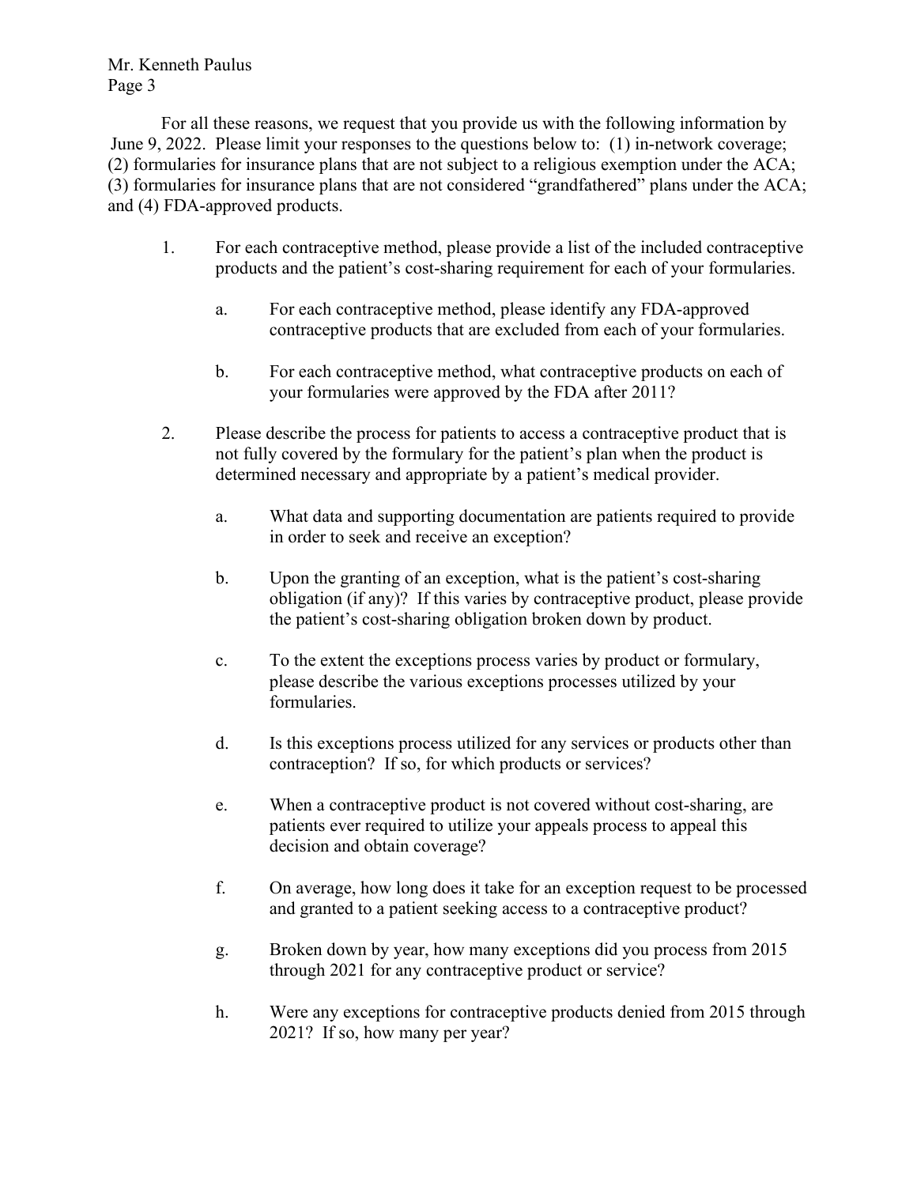For all these reasons, we request that you provide us with the following information by June 9, 2022. Please limit your responses to the questions below to: (1) in-network coverage; (2) formularies for insurance plans that are not subject to a religious exemption under the ACA; (3) formularies for insurance plans that are not considered "grandfathered" plans under the ACA; and (4) FDA-approved products.

1. For each contraceptive method, please provide a list of the included contraceptive products and the patient's cost-sharing requirement for each of your formularies.

    a. For each contraceptive method, please identify any FDA-approved contraceptive products that are excluded from each of your formularies.

    b. For each contraceptive method, what contraceptive products on each of your formularies were approved by the FDA after 2011?

2. Please describe the process for patients to access a contraceptive product that is not fully covered by the formulary for the patient's plan when the product is determined necessary and appropriate by a patient's medical provider.

    a. What data and supporting documentation are patients required to provide in order to seek and receive an exception?

    b. Upon the granting of an exception, what is the patient's cost-sharing obligation (if any)? If this varies by contraceptive product, please provide the patient's cost-sharing obligation broken down by product.

    c. To the extent the exceptions process varies by product or formulary, please describe the various exceptions processes utilized by your formularies.

    d. Is this exceptions process utilized for any services or products other than contraception? If so, for which products or services?

    e. When a contraceptive product is not covered without cost-sharing, are patients ever required to utilize your appeals process to appeal this decision and obtain coverage?

    f. On average, how long does it take for an exception request to be processed and granted to a patient seeking access to a contraceptive product?

    g. Broken down by year, how many exceptions did you process from 2015 through 2021 for any contraceptive product or service?

    h. Were any exceptions for contraceptive products denied from 2015 through 2021? If so, how many per year?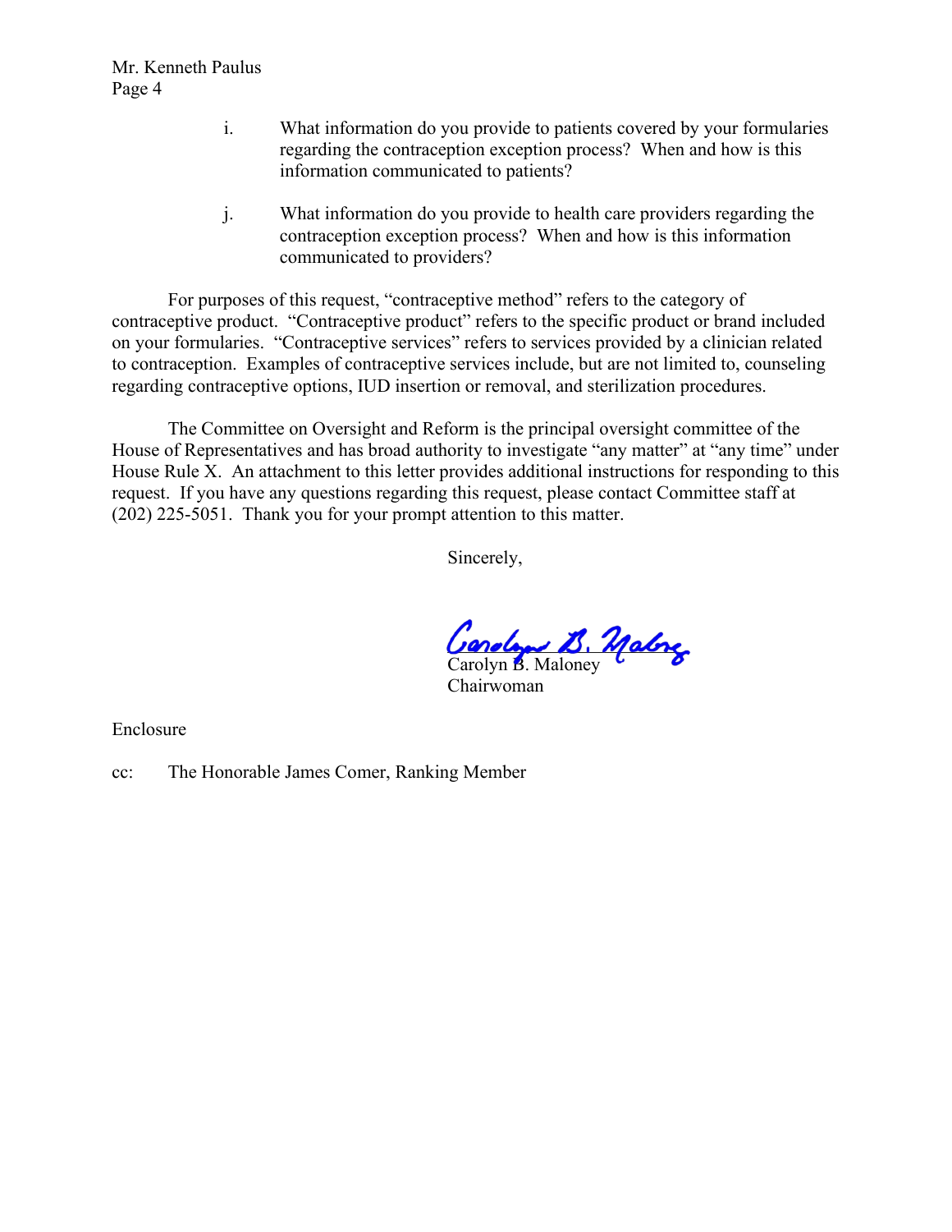i. What information do you provide to patients covered by your formularies regarding the contraception exception process? When and how is this information communicated to patients?

j. What information do you provide to health care providers regarding the contraception exception process? When and how is this information communicated to providers?

For purposes of this request, "contraceptive method" refers to the category of contraceptive product. "Contraceptive product" refers to the specific product or brand included on your formularies. "Contraceptive services" refers to services provided by a clinician related to contraception. Examples of contraceptive services include, but are not limited to, counseling regarding contraceptive options, IUD insertion or removal, and sterilization procedures.

The Committee on Oversight and Reform is the principal oversight committee of the House of Representatives and has broad authority to investigate "any matter" at "any time" under House Rule X. An attachment to this letter provides additional instructions for responding to this request. If you have any questions regarding this request, please contact Committee staff at (202) 225-5051. Thank you for your prompt attention to this matter.

Sincerely,

Carolyn B. Maloney
Chairwoman

Enclosure

cc: The Honorable James Comer, Ranking Member